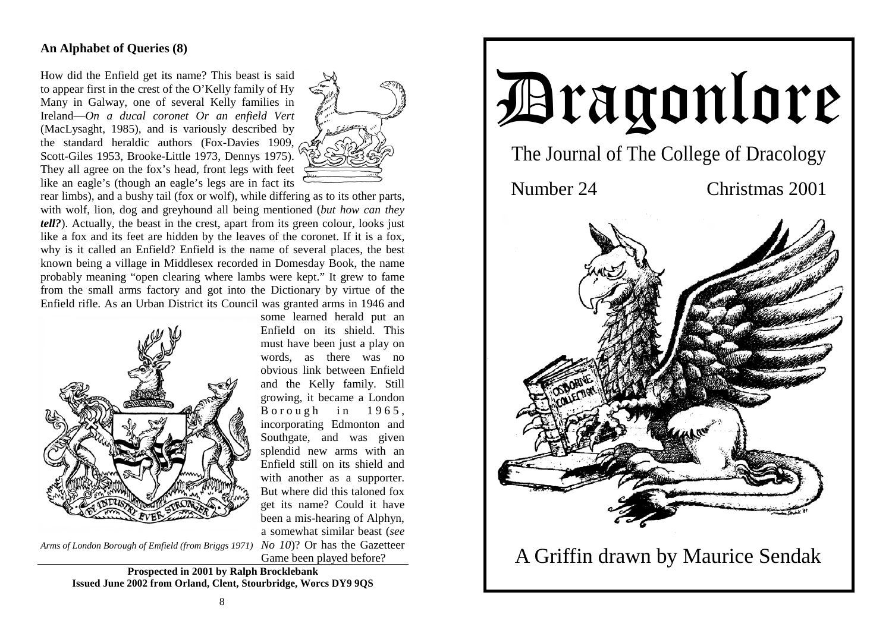## An Alphabet of Queries (8)

How did the Enfield get its name? This beast is said to appear first in the crest of the O'Kelly family of Hy Many in Galway, one of several Kelly families in Ireland—*On a ducal coronet Or an enfield Vert* (MacLysaght, 1985), and is variously described by the standard heraldic authors (Fox-Davies 1909, Scott-Giles 1953, Brooke-Little 1973, Dennys 1975). They all agree on the fox's head, front legs with feet like an eagle's (though an eagle's legs are in fact its rear limbs), and a bushy tail (fox or wolf), while differing as to its other parts, with wolf, lion, dog and greyhound all being mentioned (*but how can they **tell?***). Actually, the beast in the crest, apart from its green colour, looks just like a fox and its feet are hidden by the leaves of the coronet. If it is a fox, why is it called an Enfield? Enfield is the name of several places, the best known being a village in Middlesex recorded in Domesday Book, the name probably meaning "open clearing where lambs were kept." It grew to fame from the small arms factory and got into the Dictionary by virtue of the Enfield rifle. As an Urban District its Council was granted arms in 1946 and some learned herald put an Enfield on its shield. This must have been just a play on words, as there was no obvious link between Enfield and the Kelly family. Still growing, it became a London Borough in 1965, incorporating Edmonton and Southgate, and was given splendid new arms with an Enfield still on its shield and with another as a supporter. But where did this taloned fox get its name? Could it have been a mis-hearing of Alphyn, a somewhat similar beast (*see No 10*)? Or has the Gazetteer Game been played before?

*Arms of London Borough of Emfield (from Briggs 1971)*

**Prospected in 2001 by Ralph Brocklebank**
**Issued June 2002 from Orland, Clent, Stourbridge, Worcs DY9 9QS**

# Dragonlore

The Journal of The College of Dracology

Number 24 — Christmas 2001

A Griffin drawn by Maurice Sendak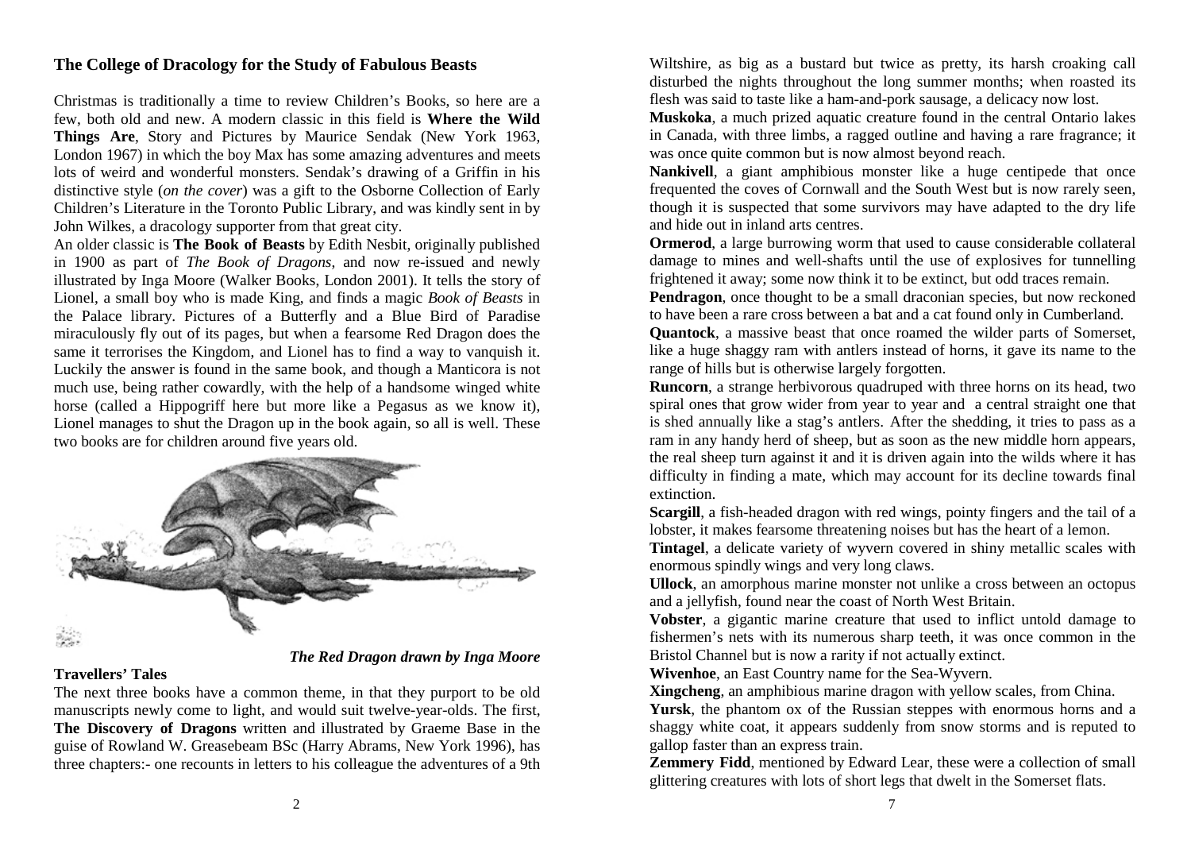## The College of Dracology for the Study of Fabulous Beasts

Christmas is traditionally a time to review Children's Books, so here are a few, both old and new. A modern classic in this field is **Where the Wild Things Are**, Story and Pictures by Maurice Sendak (New York 1963, London 1967) in which the boy Max has some amazing adventures and meets lots of weird and wonderful monsters. Sendak's drawing of a Griffin in his distinctive style (*on the cover*) was a gift to the Osborne Collection of Early Children's Literature in the Toronto Public Library, and was kindly sent in by John Wilkes, a dracology supporter from that great city.

An older classic is **The Book of Beasts** by Edith Nesbit, originally published in 1900 as part of *The Book of Dragons*, and now re-issued and newly illustrated by Inga Moore (Walker Books, London 2001). It tells the story of Lionel, a small boy who is made King, and finds a magic *Book of Beasts* in the Palace library. Pictures of a Butterfly and a Blue Bird of Paradise miraculously fly out of its pages, but when a fearsome Red Dragon does the same it terrorises the Kingdom, and Lionel has to find a way to vanquish it. Luckily the answer is found in the same book, and though a Manticora is not much use, being rather cowardly, with the help of a handsome winged white horse (called a Hippogriff here but more like a Pegasus as we know it), Lionel manages to shut the Dragon up in the book again, so all is well. These two books are for children around five years old.

***The Red Dragon drawn by Inga Moore***

### Travellers' Tales

The next three books have a common theme, in that they purport to be old manuscripts newly come to light, and would suit twelve-year-olds. The first, **The Discovery of Dragons** written and illustrated by Graeme Base in the guise of Rowland W. Greasebeam BSc (Harry Abrams, New York 1996), has three chapters:- one recounts in letters to his colleague the adventures of a 9th

Wiltshire, as big as a bustard but twice as pretty, its harsh croaking call disturbed the nights throughout the long summer months; when roasted its flesh was said to taste like a ham-and-pork sausage, a delicacy now lost.

**Muskoka**, a much prized aquatic creature found in the central Ontario lakes in Canada, with three limbs, a ragged outline and having a rare fragrance; it was once quite common but is now almost beyond reach.

**Nankivell**, a giant amphibious monster like a huge centipede that once frequented the coves of Cornwall and the South West but is now rarely seen, though it is suspected that some survivors may have adapted to the dry life and hide out in inland arts centres.

**Ormerod**, a large burrowing worm that used to cause considerable collateral damage to mines and well-shafts until the use of explosives for tunnelling frightened it away; some now think it to be extinct, but odd traces remain.

**Pendragon**, once thought to be a small draconian species, but now reckoned to have been a rare cross between a bat and a cat found only in Cumberland.

**Quantock**, a massive beast that once roamed the wilder parts of Somerset, like a huge shaggy ram with antlers instead of horns, it gave its name to the range of hills but is otherwise largely forgotten.

**Runcorn**, a strange herbivorous quadruped with three horns on its head, two spiral ones that grow wider from year to year and a central straight one that is shed annually like a stag's antlers. After the shedding, it tries to pass as a ram in any handy herd of sheep, but as soon as the new middle horn appears, the real sheep turn against it and it is driven again into the wilds where it has difficulty in finding a mate, which may account for its decline towards final extinction.

**Scargill**, a fish-headed dragon with red wings, pointy fingers and the tail of a lobster, it makes fearsome threatening noises but has the heart of a lemon.

**Tintagel**, a delicate variety of wyvern covered in shiny metallic scales with enormous spindly wings and very long claws.

**Ullock**, an amorphous marine monster not unlike a cross between an octopus and a jellyfish, found near the coast of North West Britain.

**Vobster**, a gigantic marine creature that used to inflict untold damage to fishermen's nets with its numerous sharp teeth, it was once common in the Bristol Channel but is now a rarity if not actually extinct.

**Wivenhoe**, an East Country name for the Sea-Wyvern.

**Xingcheng**, an amphibious marine dragon with yellow scales, from China.

**Yursk**, the phantom ox of the Russian steppes with enormous horns and a shaggy white coat, it appears suddenly from snow storms and is reputed to gallop faster than an express train.

**Zemmery Fidd**, mentioned by Edward Lear, these were a collection of small glittering creatures with lots of short legs that dwelt in the Somerset flats.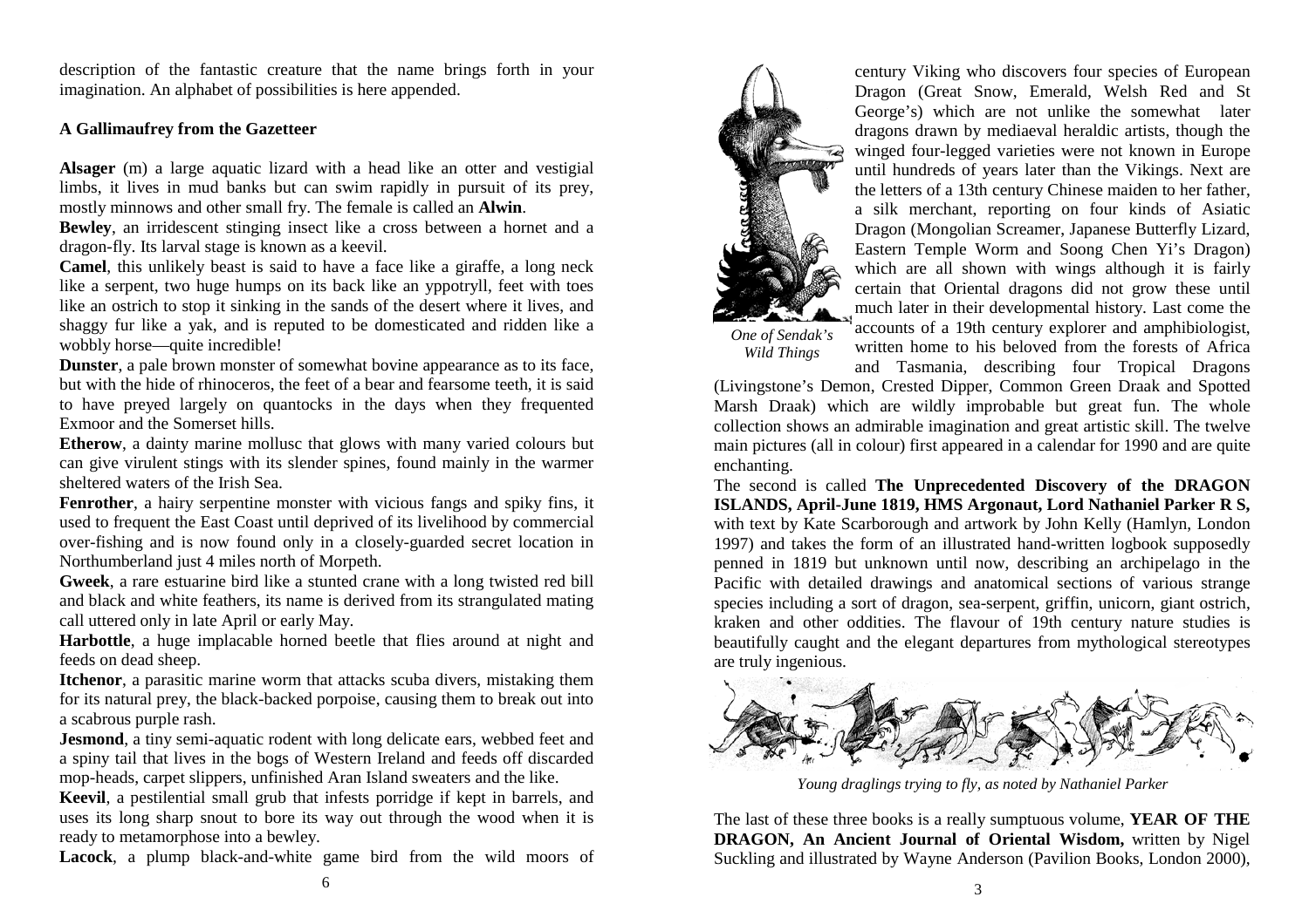description of the fantastic creature that the name brings forth in your imagination. An alphabet of possibilities is here appended.

### A Gallimaufrey from the Gazetteer

**Alsager** (m) a large aquatic lizard with a head like an otter and vestigial limbs, it lives in mud banks but can swim rapidly in pursuit of its prey, mostly minnows and other small fry. The female is called an **Alwin**.

**Bewley**, an irridescent stinging insect like a cross between a hornet and a dragon-fly. Its larval stage is known as a keevil.

**Camel**, this unlikely beast is said to have a face like a giraffe, a long neck like a serpent, two huge humps on its back like an yppotryll, feet with toes like an ostrich to stop it sinking in the sands of the desert where it lives, and shaggy fur like a yak, and is reputed to be domesticated and ridden like a wobbly horse—quite incredible!

**Dunster**, a pale brown monster of somewhat bovine appearance as to its face, but with the hide of rhinoceros, the feet of a bear and fearsome teeth, it is said to have preyed largely on quantocks in the days when they frequented Exmoor and the Somerset hills.

**Etherow**, a dainty marine mollusc that glows with many varied colours but can give virulent stings with its slender spines, found mainly in the warmer sheltered waters of the Irish Sea.

**Fenrother**, a hairy serpentine monster with vicious fangs and spiky fins, it used to frequent the East Coast until deprived of its livelihood by commercial over-fishing and is now found only in a closely-guarded secret location in Northumberland just 4 miles north of Morpeth.

**Gweek**, a rare estuarine bird like a stunted crane with a long twisted red bill and black and white feathers, its name is derived from its strangulated mating call uttered only in late April or early May.

**Harbottle**, a huge implacable horned beetle that flies around at night and feeds on dead sheep.

**Itchenor**, a parasitic marine worm that attacks scuba divers, mistaking them for its natural prey, the black-backed porpoise, causing them to break out into a scabrous purple rash.

**Jesmond**, a tiny semi-aquatic rodent with long delicate ears, webbed feet and a spiny tail that lives in the bogs of Western Ireland and feeds off discarded mop-heads, carpet slippers, unfinished Aran Island sweaters and the like.

**Keevil**, a pestilential small grub that infests porridge if kept in barrels, and uses its long sharp snout to bore its way out through the wood when it is ready to metamorphose into a bewley.

**Lacock**, a plump black-and-white game bird from the wild moors of

century Viking who discovers four species of European Dragon (Great Snow, Emerald, Welsh Red and St George's) which are not unlike the somewhat later dragons drawn by mediaeval heraldic artists, though the winged four-legged varieties were not known in Europe until hundreds of years later than the Vikings. Next are the letters of a 13th century Chinese maiden to her father, a silk merchant, reporting on four kinds of Asiatic Dragon (Mongolian Screamer, Japanese Butterfly Lizard, Eastern Temple Worm and Soong Chen Yi's Dragon) which are all shown with wings although it is fairly certain that Oriental dragons did not grow these until much later in their developmental history. Last come the accounts of a 19th century explorer and amphibiologist, written home to his beloved from the forests of Africa and Tasmania, describing four Tropical Dragons (Livingstone's Demon, Crested Dipper, Common Green Draak and Spotted Marsh Draak) which are wildly improbable but great fun. The whole collection shows an admirable imagination and great artistic skill. The twelve main pictures (all in colour) first appeared in a calendar for 1990 and are quite enchanting.

*One of Sendak's Wild Things*

The second is called **The Unprecedented Discovery of the DRAGON ISLANDS, April-June 1819, HMS Argonaut, Lord Nathaniel Parker R S,** with text by Kate Scarborough and artwork by John Kelly (Hamlyn, London 1997) and takes the form of an illustrated hand-written logbook supposedly penned in 1819 but unknown until now, describing an archipelago in the Pacific with detailed drawings and anatomical sections of various strange species including a sort of dragon, sea-serpent, griffin, unicorn, giant ostrich, kraken and other oddities. The flavour of 19th century nature studies is beautifully caught and the elegant departures from mythological stereotypes are truly ingenious.

*Young draglings trying to fly, as noted by Nathaniel Parker*

The last of these three books is a really sumptuous volume, **YEAR OF THE DRAGON, An Ancient Journal of Oriental Wisdom,** written by Nigel Suckling and illustrated by Wayne Anderson (Pavilion Books, London 2000),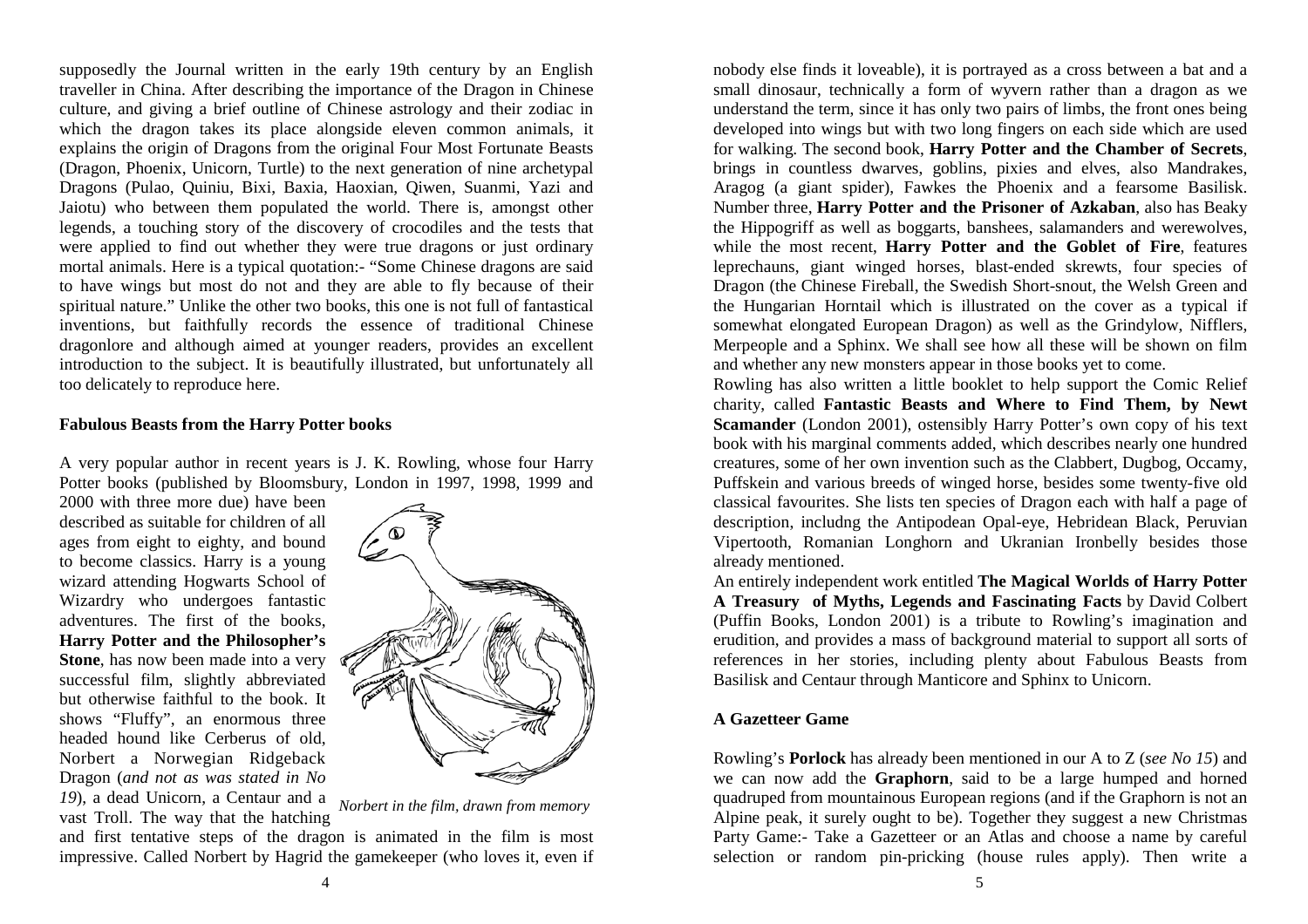supposedly the Journal written in the early 19th century by an English traveller in China. After describing the importance of the Dragon in Chinese culture, and giving a brief outline of Chinese astrology and their zodiac in which the dragon takes its place alongside eleven common animals, it explains the origin of Dragons from the original Four Most Fortunate Beasts (Dragon, Phoenix, Unicorn, Turtle) to the next generation of nine archetypal Dragons (Pulao, Quiniu, Bixi, Baxia, Haoxian, Qiwen, Suanmi, Yazi and Jaiotu) who between them populated the world. There is, amongst other legends, a touching story of the discovery of crocodiles and the tests that were applied to find out whether they were true dragons or just ordinary mortal animals. Here is a typical quotation:- "Some Chinese dragons are said to have wings but most do not and they are able to fly because of their spiritual nature." Unlike the other two books, this one is not full of fantastical inventions, but faithfully records the essence of traditional Chinese dragonlore and although aimed at younger readers, provides an excellent introduction to the subject. It is beautifully illustrated, but unfortunately all too delicately to reproduce here.

### Fabulous Beasts from the Harry Potter books

A very popular author in recent years is J. K. Rowling, whose four Harry Potter books (published by Bloomsbury, London in 1997, 1998, 1999 and 2000 with three more due) have been described as suitable for children of all ages from eight to eighty, and bound to become classics. Harry is a young wizard attending Hogwarts School of Wizardry who undergoes fantastic adventures. The first of the books, **Harry Potter and the Philosopher's Stone**, has now been made into a very successful film, slightly abbreviated but otherwise faithful to the book. It shows "Fluffy", an enormous three headed hound like Cerberus of old, Norbert a Norwegian Ridgeback Dragon (*and not as was stated in No 19*), a dead Unicorn, a Centaur and a vast Troll. The way that the hatching and first tentative steps of the dragon is animated in the film is most impressive. Called Norbert by Hagrid the gamekeeper (who loves it, even if nobody else finds it loveable), it is portrayed as a cross between a bat and a small dinosaur, technically a form of wyvern rather than a dragon as we understand the term, since it has only two pairs of limbs, the front ones being developed into wings but with two long fingers on each side which are used for walking. The second book, **Harry Potter and the Chamber of Secrets**, brings in countless dwarves, goblins, pixies and elves, also Mandrakes, Aragog (a giant spider), Fawkes the Phoenix and a fearsome Basilisk. Number three, **Harry Potter and the Prisoner of Azkaban**, also has Beaky the Hippogriff as well as boggarts, banshees, salamanders and werewolves, while the most recent, **Harry Potter and the Goblet of Fire**, features leprechauns, giant winged horses, blast-ended skrewts, four species of Dragon (the Chinese Fireball, the Swedish Short-snout, the Welsh Green and the Hungarian Horntail which is illustrated on the cover as a typical if somewhat elongated European Dragon) as well as the Grindylow, Nifflers, Merpeople and a Sphinx. We shall see how all these will be shown on film and whether any new monsters appear in those books yet to come.

*Norbert in the film, drawn from memory*

Rowling has also written a little booklet to help support the Comic Relief charity, called **Fantastic Beasts and Where to Find Them, by Newt Scamander** (London 2001), ostensibly Harry Potter's own copy of his text book with his marginal comments added, which describes nearly one hundred creatures, some of her own invention such as the Clabbert, Dugbog, Occamy, Puffskein and various breeds of winged horse, besides some twenty-five old classical favourites. She lists ten species of Dragon each with half a page of description, includng the Antipodean Opal-eye, Hebridean Black, Peruvian Vipertooth, Romanian Longhorn and Ukranian Ironbelly besides those already mentioned.

An entirely independent work entitled **The Magical Worlds of Harry Potter A Treasury of Myths, Legends and Fascinating Facts** by David Colbert (Puffin Books, London 2001) is a tribute to Rowling's imagination and erudition, and provides a mass of background material to support all sorts of references in her stories, including plenty about Fabulous Beasts from Basilisk and Centaur through Manticore and Sphinx to Unicorn.

### A Gazetteer Game

Rowling's **Porlock** has already been mentioned in our A to Z (*see No 15*) and we can now add the **Graphorn**, said to be a large humped and horned quadruped from mountainous European regions (and if the Graphorn is not an Alpine peak, it surely ought to be). Together they suggest a new Christmas Party Game:- Take a Gazetteer or an Atlas and choose a name by careful selection or random pin-pricking (house rules apply). Then write a